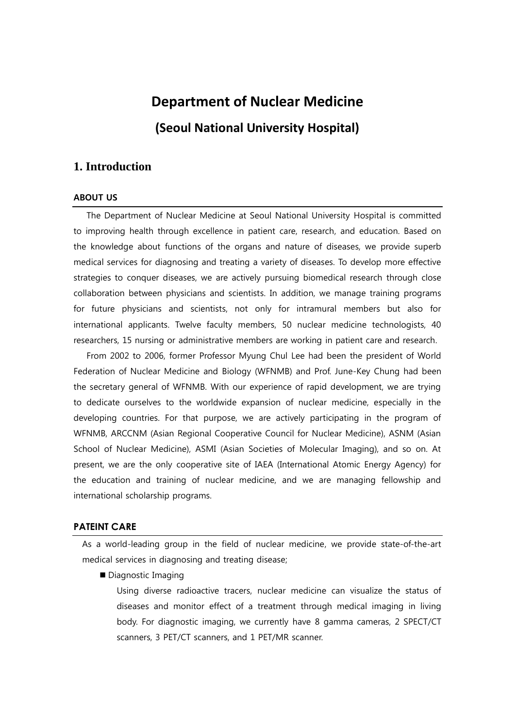# Department of Nuclear Medicine

## (Seoul National University Hospital)

## 1. Introduction

### ABOUT US

The Department of Nuclear Medicine at Seoul National University Hospital is committed to improving health through excellence in patient care, research, and education. Based on the knowledge about functions of the organs and nature of diseases, we provide superb medical services for diagnosing and treating a variety of diseases. To develop more effective strategies to conquer diseases, we are actively pursuing biomedical research through close collaboration between physicians and scientists. In addition, we manage training programs for future physicians and scientists, not only for intramural members but also for international applicants. Twelve faculty members, 50 nuclear medicine technologists, 40 researchers, 15 nursing or administrative members are working in patient care and research.

From 2002 to 2006, former Professor Myung Chul Lee had been the president of World Federation of Nuclear Medicine and Biology (WFNMB) and Prof. June-Key Chung had been the secretary general of WFNMB. With our experience of rapid development, we are trying to dedicate ourselves to the worldwide expansion of nuclear medicine, especially in the developing countries. For that purpose, we are actively participating in the program of WFNMB, ARCCNM (Asian Regional Cooperative Council for Nuclear Medicine), ASNM (Asian School of Nuclear Medicine), ASMI (Asian Societies of Molecular Imaging), and so on. At present, we are the only cooperative site of IAEA (International Atomic Energy Agency) for the education and training of nuclear medicine, and we are managing fellowship and international scholarship programs.

### PATEINT CARE

As a world-leading group in the field of nuclear medicine, we provide state-of-the-art medical services in diagnosing and treating disease;

- Diagnostic Imaging

  Using diverse radioactive tracers, nuclear medicine can visualize the status of diseases and monitor effect of a treatment through medical imaging in living body. For diagnostic imaging, we currently have 8 gamma cameras, 2 SPECT/CT scanners, 3 PET/CT scanners, and 1 PET/MR scanner.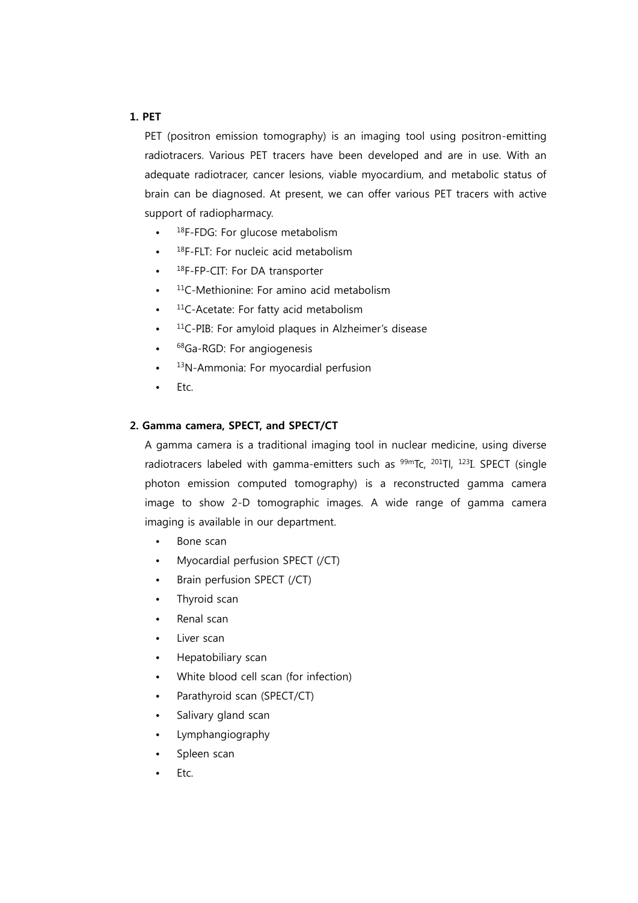## 1. PET

PET (positron emission tomography) is an imaging tool using positron-emitting radiotracers. Various PET tracers have been developed and are in use. With an adequate radiotracer, cancer lesions, viable myocardium, and metabolic status of brain can be diagnosed. At present, we can offer various PET tracers with active support of radiopharmacy.

- $^{18}F$-FDG: For glucose metabolism
- $^{18}F$-FLT: For nucleic acid metabolism
- $^{18}F$-FP-CIT: For DA transporter
- $^{11}C$-Methionine: For amino acid metabolism
- $^{11}C$-Acetate: For fatty acid metabolism
- $^{11}C$-PIB: For amyloid plaques in Alzheimer's disease
- $^{68}Ga$-RGD: For angiogenesis
- $^{13}N$-Ammonia: For myocardial perfusion
- Etc.

## 2. Gamma camera, SPECT, and SPECT/CT

A gamma camera is a traditional imaging tool in nuclear medicine, using diverse radiotracers labeled with gamma-emitters such as $^{99m}Tc$, $^{201}Tl$, $^{123}I$. SPECT (single photon emission computed tomography) is a reconstructed gamma camera image to show 2-D tomographic images. A wide range of gamma camera imaging is available in our department.

- Bone scan
- Myocardial perfusion SPECT (/CT)
- Brain perfusion SPECT (/CT)
- Thyroid scan
- Renal scan
- Liver scan
- Hepatobiliary scan
- White blood cell scan (for infection)
- Parathyroid scan (SPECT/CT)
- Salivary gland scan
- Lymphangiography
- Spleen scan
- Etc.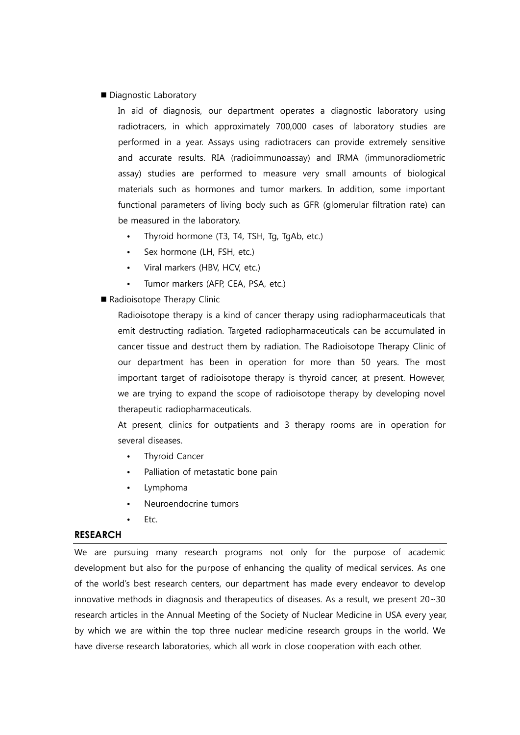- **Diagnostic Laboratory**

  In aid of diagnosis, our department operates a diagnostic laboratory using radiotracers, in which approximately 700,000 cases of laboratory studies are performed in a year. Assays using radiotracers can provide extremely sensitive and accurate results. RIA (radioimmunoassay) and IRMA (immunoradiometric assay) studies are performed to measure very small amounts of biological materials such as hormones and tumor markers. In addition, some important functional parameters of living body such as GFR (glomerular filtration rate) can be measured in the laboratory.

  - Thyroid hormone (T3, T4, TSH, Tg, TgAb, etc.)
  - Sex hormone (LH, FSH, etc.)
  - Viral markers (HBV, HCV, etc.)
  - Tumor markers (AFP, CEA, PSA, etc.)

- **Radioisotope Therapy Clinic**

  Radioisotope therapy is a kind of cancer therapy using radiopharmaceuticals that emit destructing radiation. Targeted radiopharmaceuticals can be accumulated in cancer tissue and destruct them by radiation. The Radioisotope Therapy Clinic of our department has been in operation for more than 50 years. The most important target of radioisotope therapy is thyroid cancer, at present. However, we are trying to expand the scope of radioisotope therapy by developing novel therapeutic radiopharmaceuticals.

  At present, clinics for outpatients and 3 therapy rooms are in operation for several diseases.

  - Thyroid Cancer
  - Palliation of metastatic bone pain
  - Lymphoma
  - Neuroendocrine tumors
  - Etc.

## RESEARCH

We are pursuing many research programs not only for the purpose of academic development but also for the purpose of enhancing the quality of medical services. As one of the world's best research centers, our department has made every endeavor to develop innovative methods in diagnosis and therapeutics of diseases. As a result, we present 20~30 research articles in the Annual Meeting of the Society of Nuclear Medicine in USA every year, by which we are within the top three nuclear medicine research groups in the world. We have diverse research laboratories, which all work in close cooperation with each other.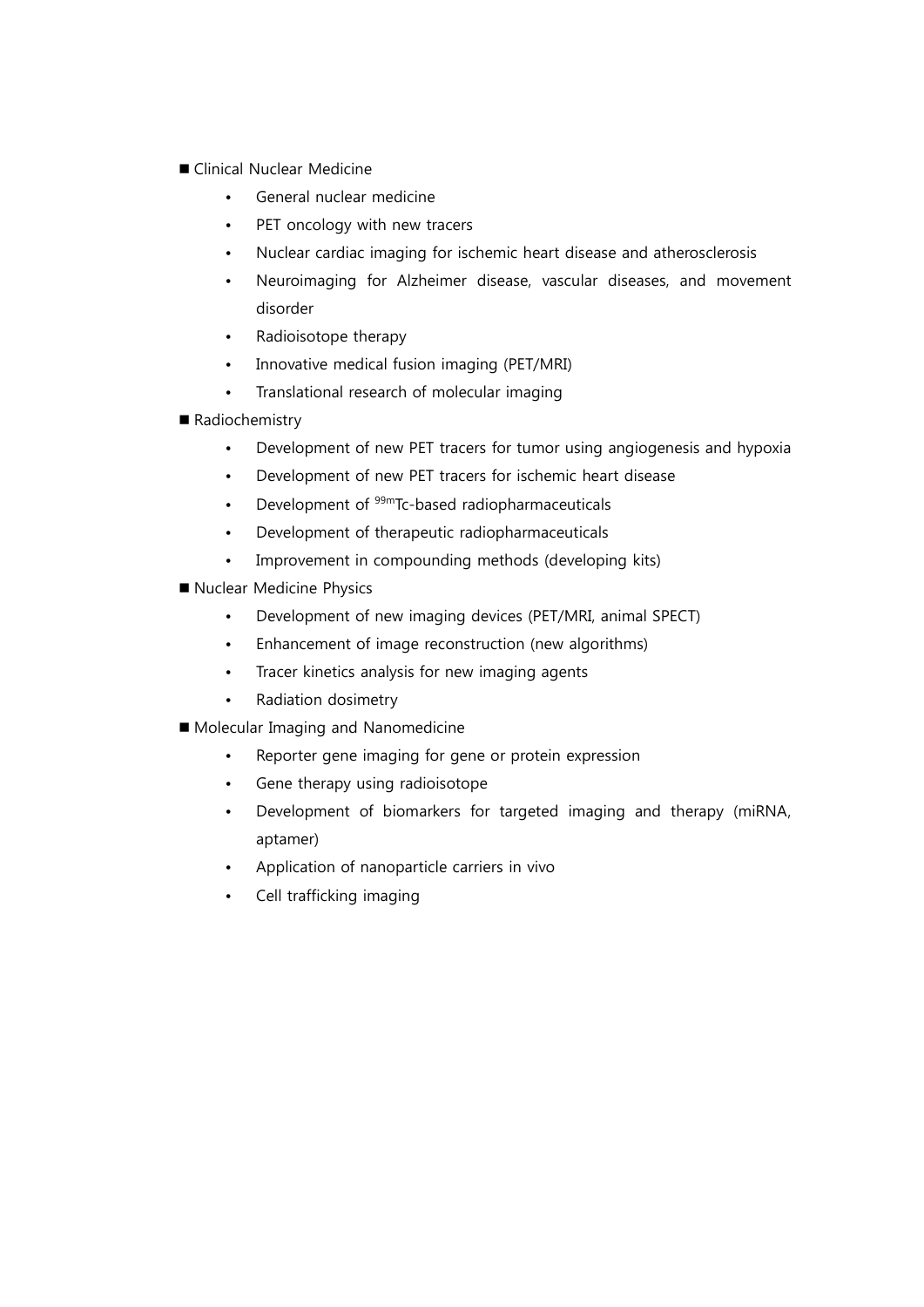- Clinical Nuclear Medicine
  - General nuclear medicine
  - PET oncology with new tracers
  - Nuclear cardiac imaging for ischemic heart disease and atherosclerosis
  - Neuroimaging for Alzheimer disease, vascular diseases, and movement disorder
  - Radioisotope therapy
  - Innovative medical fusion imaging (PET/MRI)
  - Translational research of molecular imaging
- Radiochemistry
  - Development of new PET tracers for tumor using angiogenesis and hypoxia
  - Development of new PET tracers for ischemic heart disease
  - Development of $^{99m}$Tc-based radiopharmaceuticals
  - Development of therapeutic radiopharmaceuticals
  - Improvement in compounding methods (developing kits)
- Nuclear Medicine Physics
  - Development of new imaging devices (PET/MRI, animal SPECT)
  - Enhancement of image reconstruction (new algorithms)
  - Tracer kinetics analysis for new imaging agents
  - Radiation dosimetry
- Molecular Imaging and Nanomedicine
  - Reporter gene imaging for gene or protein expression
  - Gene therapy using radioisotope
  - Development of biomarkers for targeted imaging and therapy (miRNA, aptamer)
  - Application of nanoparticle carriers in vivo
  - Cell trafficking imaging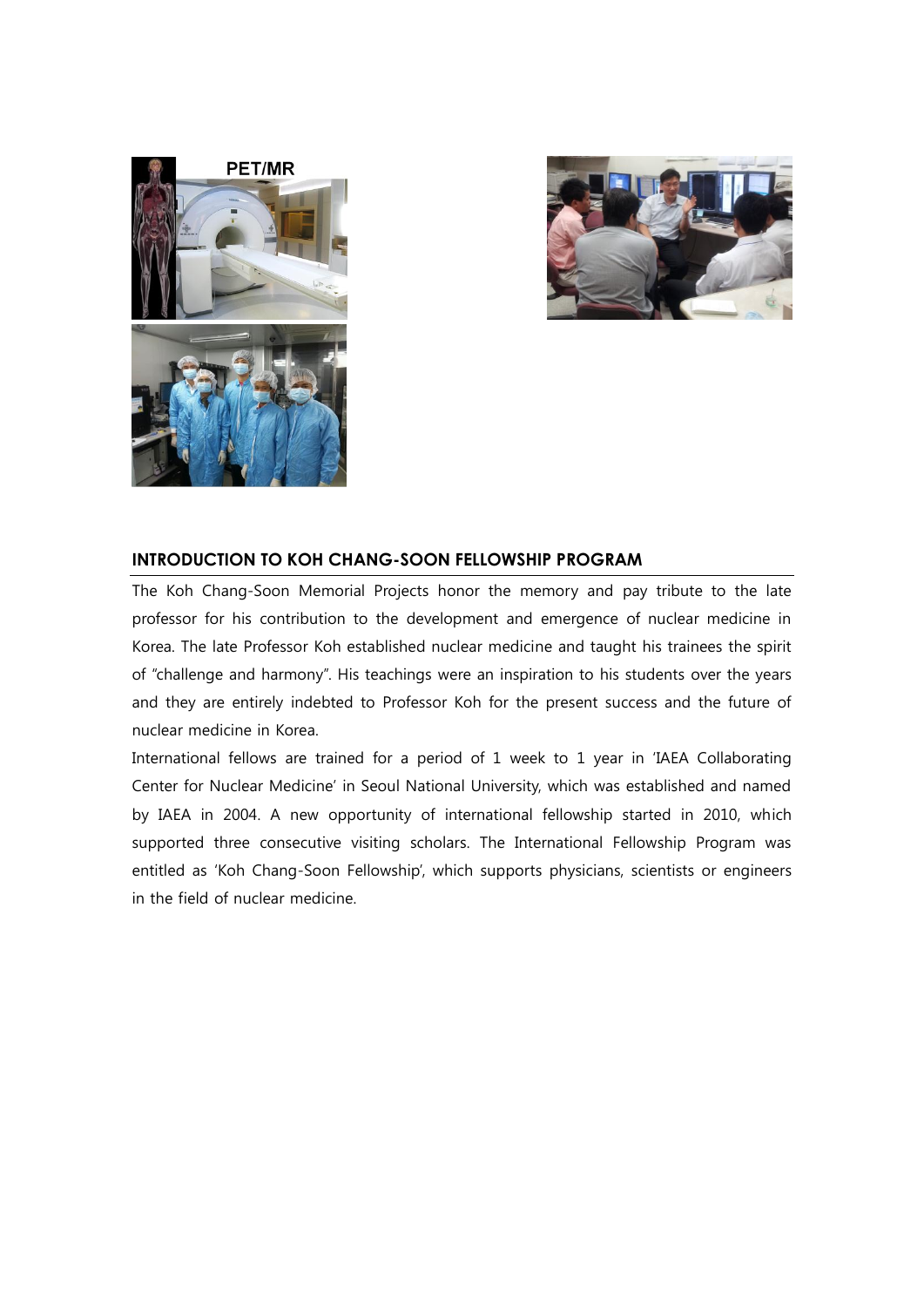## INTRODUCTION TO KOH CHANG-SOON FELLOWSHIP PROGRAM

The Koh Chang-Soon Memorial Projects honor the memory and pay tribute to the late professor for his contribution to the development and emergence of nuclear medicine in Korea. The late Professor Koh established nuclear medicine and taught his trainees the spirit of "challenge and harmony". His teachings were an inspiration to his students over the years and they are entirely indebted to Professor Koh for the present success and the future of nuclear medicine in Korea.

International fellows are trained for a period of 1 week to 1 year in 'IAEA Collaborating Center for Nuclear Medicine' in Seoul National University, which was established and named by IAEA in 2004. A new opportunity of international fellowship started in 2010, which supported three consecutive visiting scholars. The International Fellowship Program was entitled as 'Koh Chang-Soon Fellowship', which supports physicians, scientists or engineers in the field of nuclear medicine.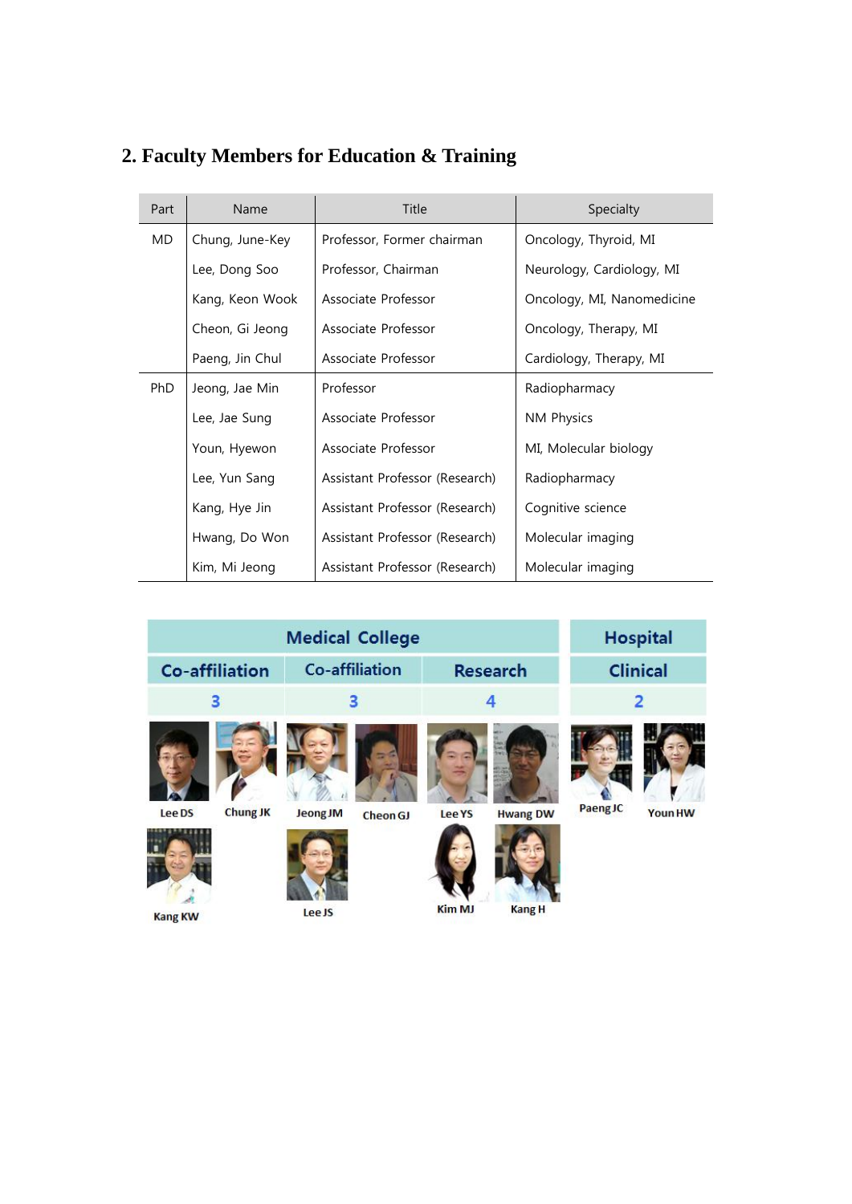## 2. Faculty Members for Education & Training

| Part | Name | Title | Specialty |
|---|---|---|---|
| MD | Chung, June-Key | Professor, Former chairman | Oncology, Thyroid, MI |
| | Lee, Dong Soo | Professor, Chairman | Neurology, Cardiology, MI |
| | Kang, Keon Wook | Associate Professor | Oncology, MI, Nanomedicine |
| | Cheon, Gi Jeong | Associate Professor | Oncology, Therapy, MI |
| | Paeng, Jin Chul | Associate Professor | Cardiology, Therapy, MI |
| PhD | Jeong, Jae Min | Professor | Radiopharmacy |
| | Lee, Jae Sung | Associate Professor | NM Physics |
| | Youn, Hyewon | Associate Professor | MI, Molecular biology |
| | Lee, Yun Sang | Assistant Professor (Research) | Radiopharmacy |
| | Kang, Hye Jin | Assistant Professor (Research) | Cognitive science |
| | Hwang, Do Won | Assistant Professor (Research) | Molecular imaging |
| | Kim, Mi Jeong | Assistant Professor (Research) | Molecular imaging |

| Medical College | | | Hospital |
|---|---|---|---|
| Co-affiliation | Co-affiliation | Research | Clinical |
| 3 | 3 | 4 | 2 |
| Lee DS, Chung JK, Kang KW | Jeong JM, Cheon GJ, Lee JS | Lee YS, Hwang DW, Kim MJ, Kang H | Paeng JC, Youn HW |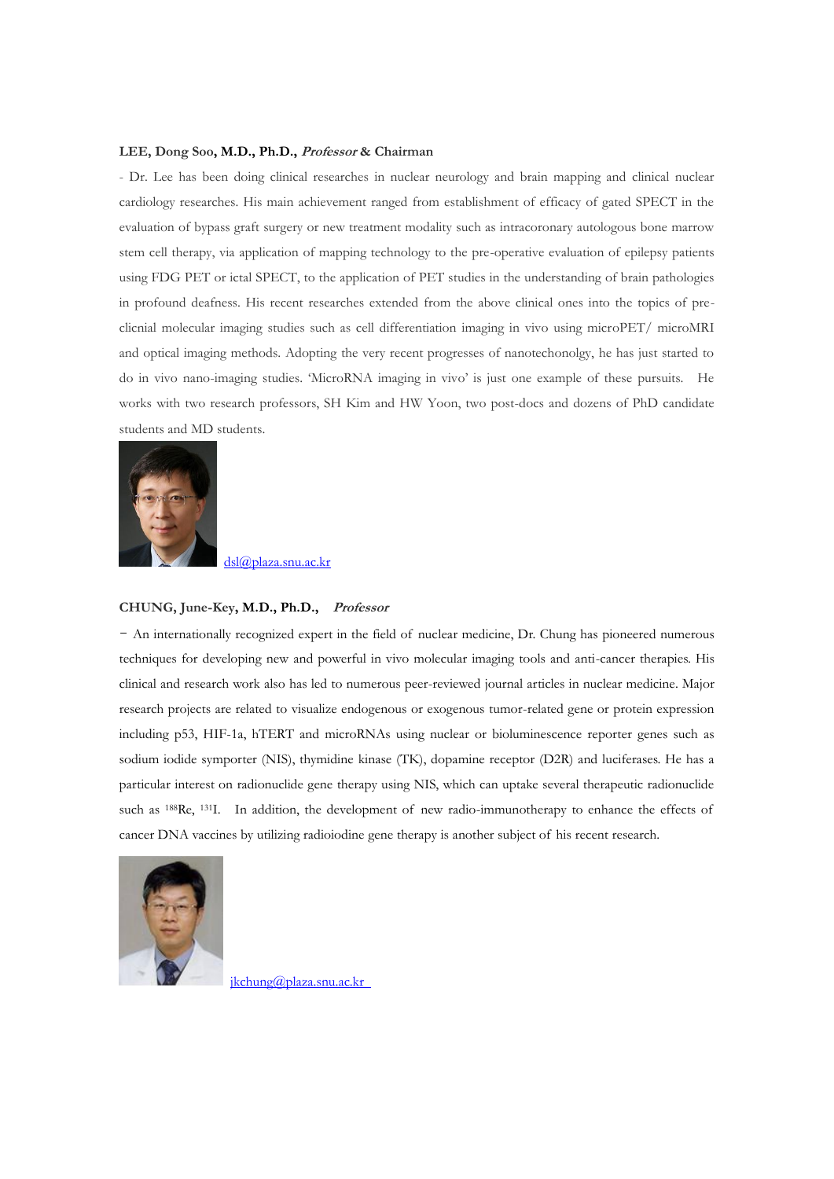**LEE, Dong Soo, M.D., Ph.D., *Professor* & Chairman**

- Dr. Lee has been doing clinical researches in nuclear neurology and brain mapping and clinical nuclear cardiology researches. His main achievement ranged from establishment of efficacy of gated SPECT in the evaluation of bypass graft surgery or new treatment modality such as intracoronary autologous bone marrow stem cell therapy, via application of mapping technology to the pre-operative evaluation of epilepsy patients using FDG PET or ictal SPECT, to the application of PET studies in the understanding of brain pathologies in profound deafness. His recent researches extended from the above clinical ones into the topics of pre-clicnial molecular imaging studies such as cell differentiation imaging in vivo using microPET/ microMRI and optical imaging methods. Adopting the very recent progresses of nanotechonolgy, he has just started to do in vivo nano-imaging studies. 'MicroRNA imaging in vivo' is just one example of these pursuits. He works with two research professors, SH Kim and HW Yoon, two post-docs and dozens of PhD candidate students and MD students.

dsl@plaza.snu.ac.kr

**CHUNG, June-Key, M.D., Ph.D., *Professor***

- An internationally recognized expert in the field of nuclear medicine, Dr. Chung has pioneered numerous techniques for developing new and powerful in vivo molecular imaging tools and anti-cancer therapies. His clinical and research work also has led to numerous peer-reviewed journal articles in nuclear medicine. Major research projects are related to visualize endogenous or exogenous tumor-related gene or protein expression including p53, HIF-1a, hTERT and microRNAs using nuclear or bioluminescence reporter genes such as sodium iodide symporter (NIS), thymidine kinase (TK), dopamine receptor (D2R) and luciferases. He has a particular interest on radionuclide gene therapy using NIS, which can uptake several therapeutic radionuclide such as $^{188}$Re, $^{131}$I. In addition, the development of new radio-immunotherapy to enhance the effects of cancer DNA vaccines by utilizing radioiodine gene therapy is another subject of his recent research.

jkchung@plaza.snu.ac.kr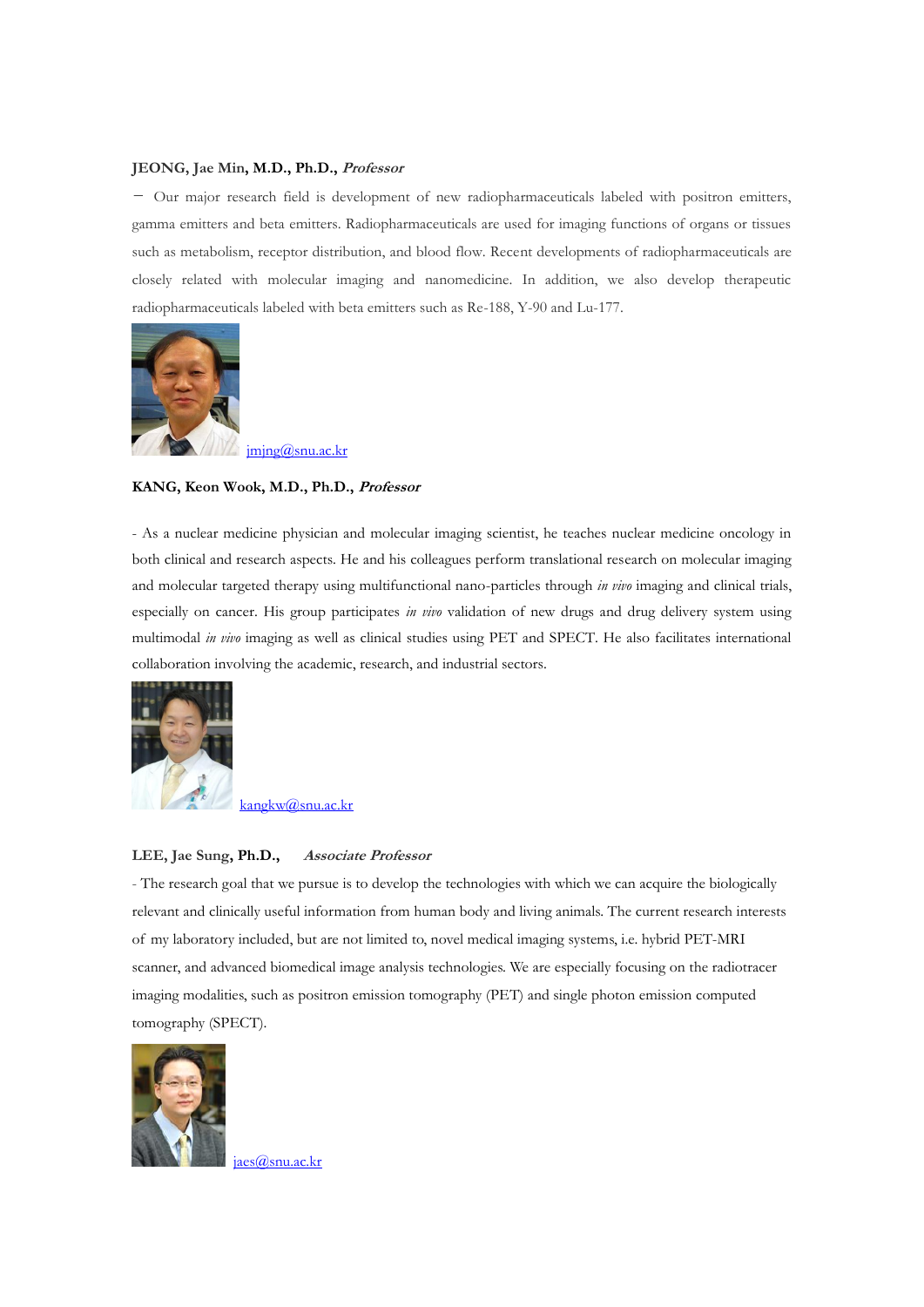**JEONG, Jae Min, M.D., Ph.D., *Professor***

— Our major research field is development of new radiopharmaceuticals labeled with positron emitters, gamma emitters and beta emitters. Radiopharmaceuticals are used for imaging functions of organs or tissues such as metabolism, receptor distribution, and blood flow. Recent developments of radiopharmaceuticals are closely related with molecular imaging and nanomedicine. In addition, we also develop therapeutic radiopharmaceuticals labeled with beta emitters such as Re-188, Y-90 and Lu-177.

jmjng@snu.ac.kr

**KANG, Keon Wook, M.D., Ph.D., *Professor***

- As a nuclear medicine physician and molecular imaging scientist, he teaches nuclear medicine oncology in both clinical and research aspects. He and his colleagues perform translational research on molecular imaging and molecular targeted therapy using multifunctional nano-particles through *in vivo* imaging and clinical trials, especially on cancer. His group participates *in vivo* validation of new drugs and drug delivery system using multimodal *in vivo* imaging as well as clinical studies using PET and SPECT. He also facilitates international collaboration involving the academic, research, and industrial sectors.

kangkw@snu.ac.kr

**LEE, Jae Sung, Ph.D., *Associate Professor***

- The research goal that we pursue is to develop the technologies with which we can acquire the biologically relevant and clinically useful information from human body and living animals. The current research interests of my laboratory included, but are not limited to, novel medical imaging systems, i.e. hybrid PET-MRI scanner, and advanced biomedical image analysis technologies. We are especially focusing on the radiotracer imaging modalities, such as positron emission tomography (PET) and single photon emission computed tomography (SPECT).

jaes@snu.ac.kr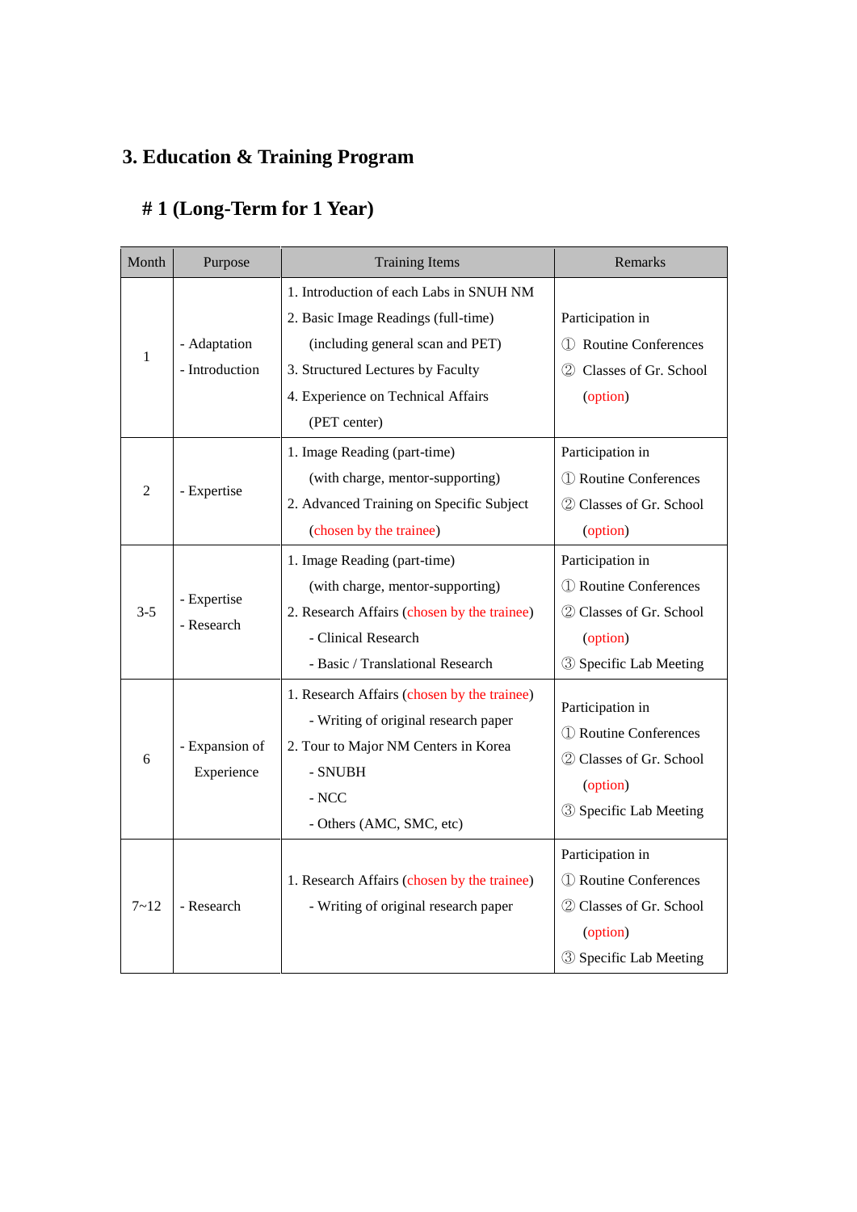## 3. Education & Training Program

### # 1 (Long-Term for 1 Year)

| Month | Purpose | Training Items | Remarks |
|---|---|---|---|
| 1 | - Adaptation<br>- Introduction | 1. Introduction of each Labs in SNUH NM<br>2. Basic Image Readings (full-time)<br>(including general scan and PET)<br>3. Structured Lectures by Faculty<br>4. Experience on Technical Affairs<br>(PET center) | Participation in<br>① Routine Conferences<br>② Classes of Gr. School<br>(option) |
| 2 | - Expertise | 1. Image Reading (part-time)<br>(with charge, mentor-supporting)<br>2. Advanced Training on Specific Subject<br>(chosen by the trainee) | Participation in<br>① Routine Conferences<br>② Classes of Gr. School<br>(option) |
| 3-5 | - Expertise<br>- Research | 1. Image Reading (part-time)<br>(with charge, mentor-supporting)<br>2. Research Affairs (chosen by the trainee)<br>- Clinical Research<br>- Basic / Translational Research | Participation in<br>① Routine Conferences<br>② Classes of Gr. School<br>(option)<br>③ Specific Lab Meeting |
| 6 | - Expansion of Experience | 1. Research Affairs (chosen by the trainee)<br>- Writing of original research paper<br>2. Tour to Major NM Centers in Korea<br>- SNUBH<br>- NCC<br>- Others (AMC, SMC, etc) | Participation in<br>① Routine Conferences<br>② Classes of Gr. School<br>(option)<br>③ Specific Lab Meeting |
| 7~12 | - Research | 1. Research Affairs (chosen by the trainee)<br>- Writing of original research paper | Participation in<br>① Routine Conferences<br>② Classes of Gr. School<br>(option)<br>③ Specific Lab Meeting |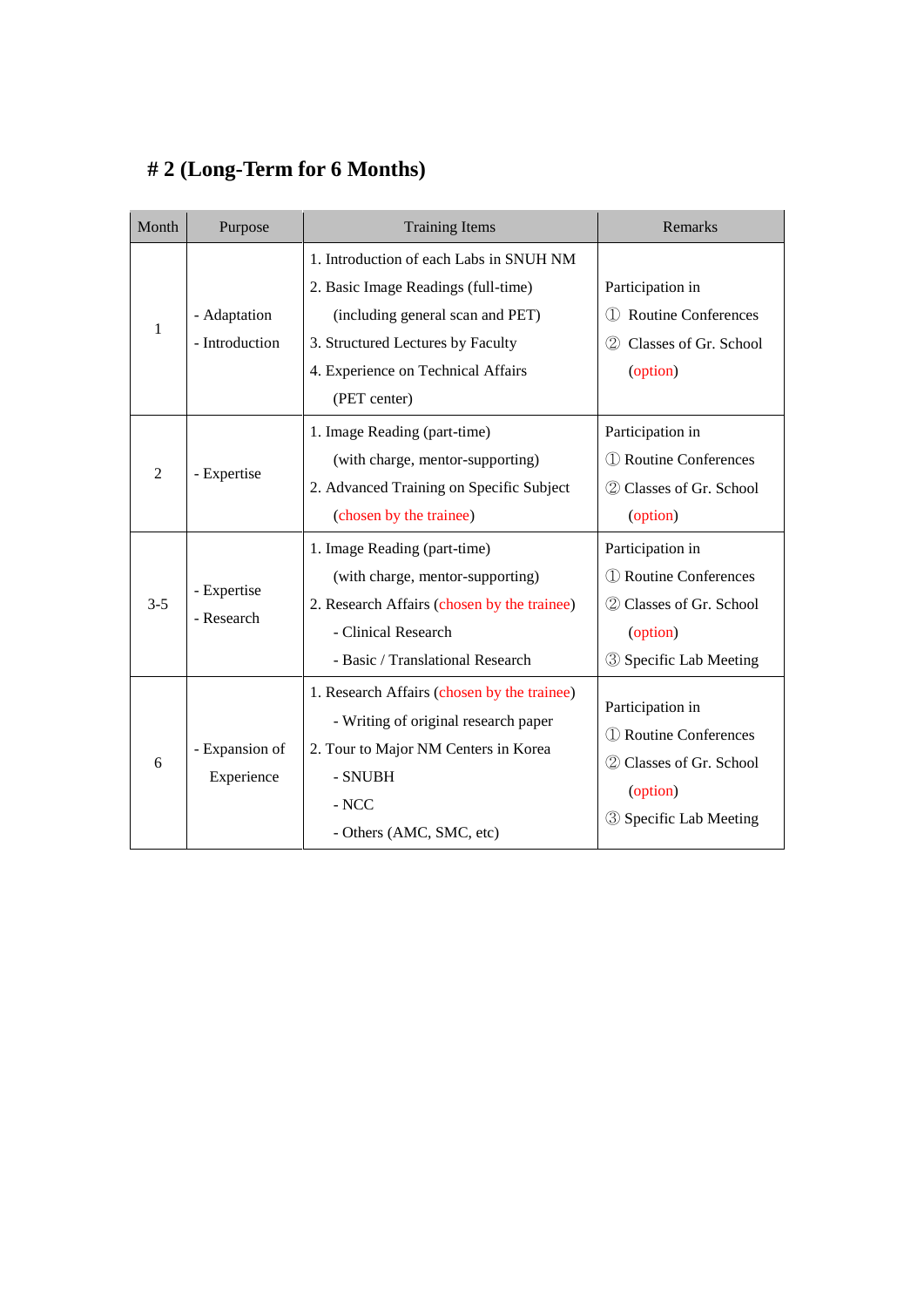# # 2 (Long-Term for 6 Months)

| Month | Purpose | Training Items | Remarks |
| --- | --- | --- | --- |
| 1 | - Adaptation<br>- Introduction | 1. Introduction of each Labs in SNUH NM<br>2. Basic Image Readings (full-time)<br>(including general scan and PET)<br>3. Structured Lectures by Faculty<br>4. Experience on Technical Affairs<br>(PET center) | Participation in<br>① Routine Conferences<br>② Classes of Gr. School<br>(option) |
| 2 | - Expertise | 1. Image Reading (part-time)<br>(with charge, mentor-supporting)<br>2. Advanced Training on Specific Subject<br>(chosen by the trainee) | Participation in<br>① Routine Conferences<br>② Classes of Gr. School<br>(option) |
| 3-5 | - Expertise<br>- Research | 1. Image Reading (part-time)<br>(with charge, mentor-supporting)<br>2. Research Affairs (chosen by the trainee)<br>- Clinical Research<br>- Basic / Translational Research | Participation in<br>① Routine Conferences<br>② Classes of Gr. School<br>(option)<br>③ Specific Lab Meeting |
| 6 | - Expansion of Experience | 1. Research Affairs (chosen by the trainee)<br>- Writing of original research paper<br>2. Tour to Major NM Centers in Korea<br>- SNUBH<br>- NCC<br>- Others (AMC, SMC, etc) | Participation in<br>① Routine Conferences<br>② Classes of Gr. School<br>(option)<br>③ Specific Lab Meeting |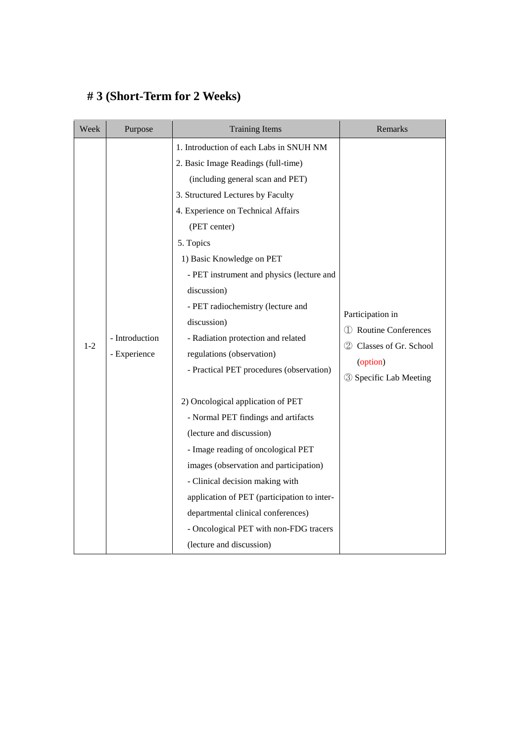# # 3 (Short-Term for 2 Weeks)

| Week | Purpose | Training Items | Remarks |
|---|---|---|---|
| 1-2 | - Introduction<br>- Experience | 1. Introduction of each Labs in SNUH NM<br>2. Basic Image Readings (full-time)<br>(including general scan and PET)<br>3. Structured Lectures by Faculty<br>4. Experience on Technical Affairs<br>(PET center)<br>5. Topics<br>1) Basic Knowledge on PET<br>- PET instrument and physics (lecture and discussion)<br>- PET radiochemistry (lecture and discussion)<br>- Radiation protection and related regulations (observation)<br>- Practical PET procedures (observation)<br><br>2) Oncological application of PET<br>- Normal PET findings and artifacts (lecture and discussion)<br>- Image reading of oncological PET images (observation and participation)<br>- Clinical decision making with application of PET (participation to inter-departmental clinical conferences)<br>- Oncological PET with non-FDG tracers (lecture and discussion) | Participation in<br>① Routine Conferences<br>② Classes of Gr. School (option)<br>③ Specific Lab Meeting |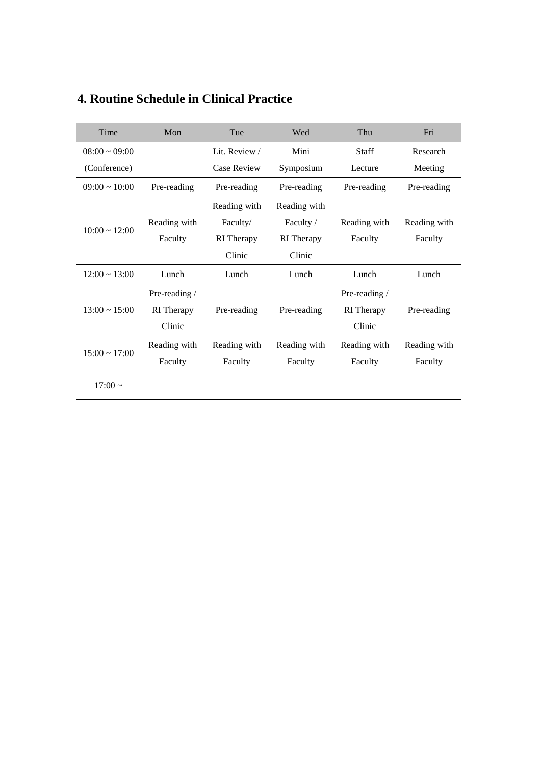## 4. Routine Schedule in Clinical Practice

| Time | Mon | Tue | Wed | Thu | Fri |
|---|---|---|---|---|---|
| 08:00 ~ 09:00 (Conference) | | Lit. Review / Case Review | Mini Symposium | Staff Lecture | Research Meeting |
| 09:00 ~ 10:00 | Pre-reading | Pre-reading | Pre-reading | Pre-reading | Pre-reading |
| 10:00 ~ 12:00 | Reading with Faculty | Reading with Faculty/ RI Therapy Clinic | Reading with Faculty / RI Therapy Clinic | Reading with Faculty | Reading with Faculty |
| 12:00 ~ 13:00 | Lunch | Lunch | Lunch | Lunch | Lunch |
| 13:00 ~ 15:00 | Pre-reading / RI Therapy Clinic | Pre-reading | Pre-reading | Pre-reading / RI Therapy Clinic | Pre-reading |
| 15:00 ~ 17:00 | Reading with Faculty | Reading with Faculty | Reading with Faculty | Reading with Faculty | Reading with Faculty |
| 17:00 ~ | | | | | |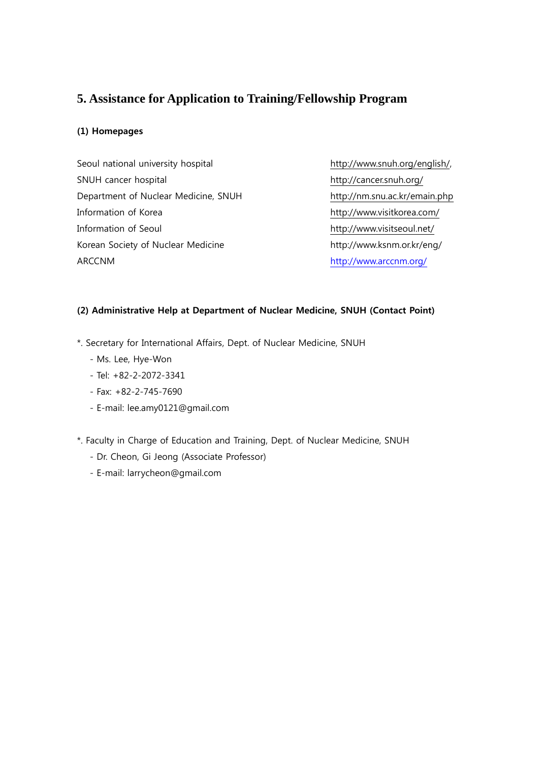## 5. Assistance for Application to Training/Fellowship Program

### (1) Homepages

| | |
|---|---|
| Seoul national university hospital | http://www.snuh.org/english/, |
| SNUH cancer hospital | http://cancer.snuh.org/ |
| Department of Nuclear Medicine, SNUH | http://nm.snu.ac.kr/emain.php |
| Information of Korea | http://www.visitkorea.com/ |
| Information of Seoul | http://www.visitseoul.net/ |
| Korean Society of Nuclear Medicine | http://www.ksnm.or.kr/eng/ |
| ARCCNM | http://www.arccnm.org/ |

### (2) Administrative Help at Department of Nuclear Medicine, SNUH (Contact Point)

*. Secretary for International Affairs, Dept. of Nuclear Medicine, SNUH

- Ms. Lee, Hye-Won
- Tel: +82-2-2072-3341
- Fax: +82-2-745-7690
- E-mail: lee.amy0121@gmail.com

*. Faculty in Charge of Education and Training, Dept. of Nuclear Medicine, SNUH

- Dr. Cheon, Gi Jeong (Associate Professor)
- E-mail: larrycheon@gmail.com